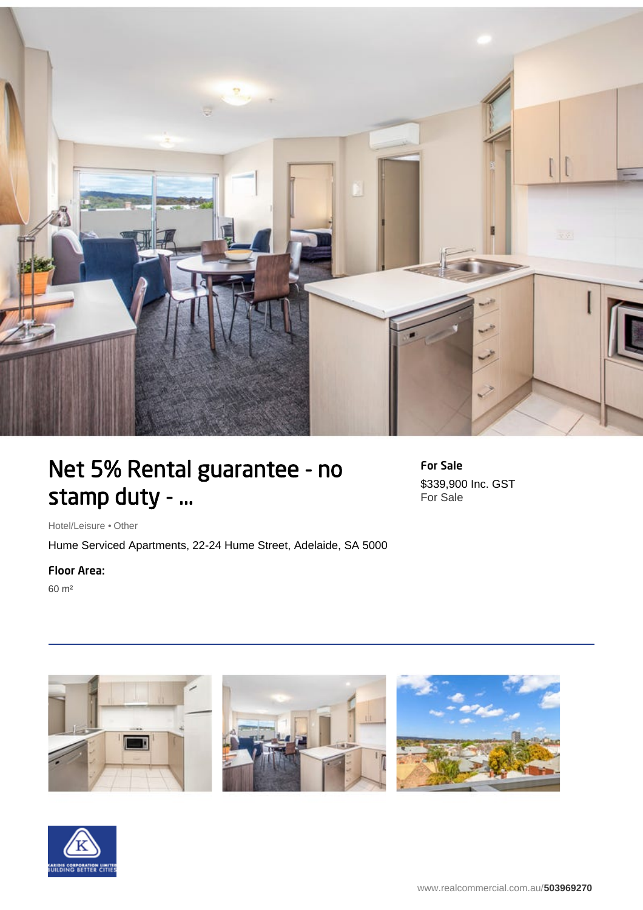# Net 5% Rental guarantee - no stamp duty - ...

Hotel/Leisure • Other

Hume Serviced Apartments, 22-24 Hume Street, Adelaide, SA 5000

**Floor Area:**

60 m²

**For Sale**

$339,900 Inc. GST

For Sale

www.realcommercial.com.au/**503969270**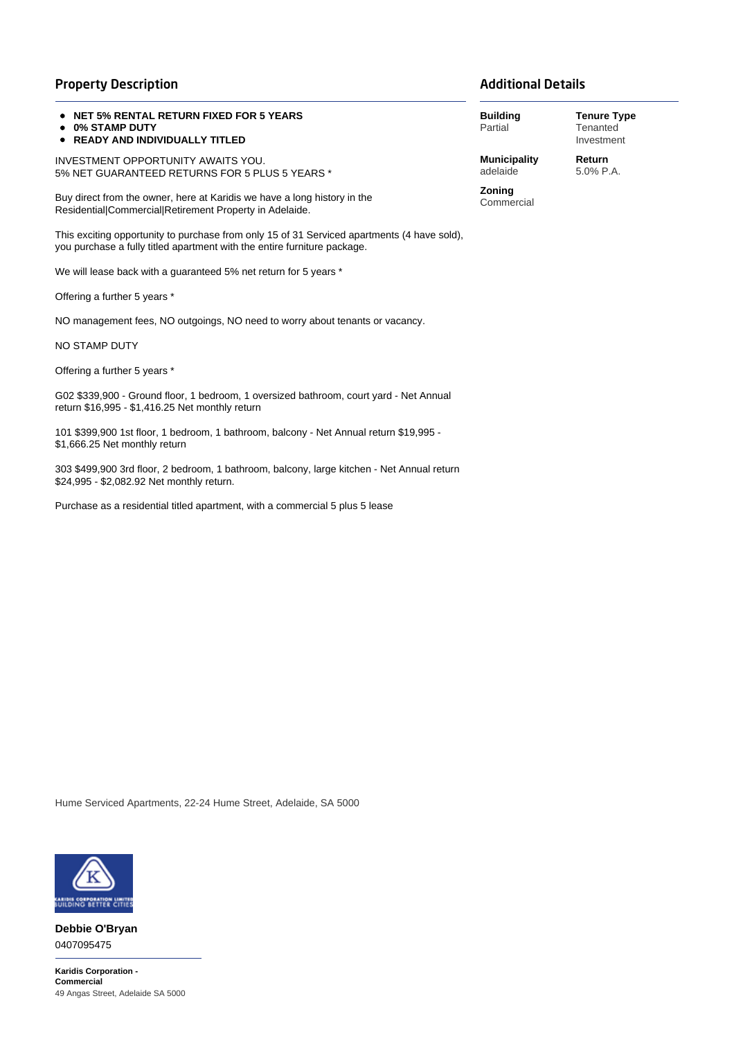## Property Description

- **NET 5% RENTAL RETURN FIXED FOR 5 YEARS**
- **0% STAMP DUTY**
- **READY AND INDIVIDUALLY TITLED**

INVESTMENT OPPORTUNITY AWAITS YOU.
5% NET GUARANTEED RETURNS FOR 5 PLUS 5 YEARS *

Buy direct from the owner, here at Karidis we have a long history in the Residential|Commercial|Retirement Property in Adelaide.

This exciting opportunity to purchase from only 15 of 31 Serviced apartments (4 have sold), you purchase a fully titled apartment with the entire furniture package.

We will lease back with a guaranteed 5% net return for 5 years *

Offering a further 5 years *

NO management fees, NO outgoings, NO need to worry about tenants or vacancy.

NO STAMP DUTY

Offering a further 5 years *

G02 $339,900 - Ground floor, 1 bedroom, 1 oversized bathroom, court yard - Net Annual return $16,995 - $1,416.25 Net monthly return

101 $399,900 1st floor, 1 bedroom, 1 bathroom, balcony - Net Annual return $19,995 - $1,666.25 Net monthly return

303 $499,900 3rd floor, 2 bedroom, 1 bathroom, balcony, large kitchen - Net Annual return $24,995 - $2,082.92 Net monthly return.

Purchase as a residential titled apartment, with a commercial 5 plus 5 lease

## Additional Details

**Building**
Partial

**Tenure Type**
Tenanted Investment

**Municipality**
adelaide

**Return**
5.0% P.A.

**Zoning**
Commercial

Hume Serviced Apartments, 22-24 Hume Street, Adelaide, SA 5000

KARIDIS CORPORATION LIMITED
BUILDING BETTER CITIES

**Debbie O'Bryan**
0407095475

**Karidis Corporation - Commercial**
49 Angas Street, Adelaide SA 5000